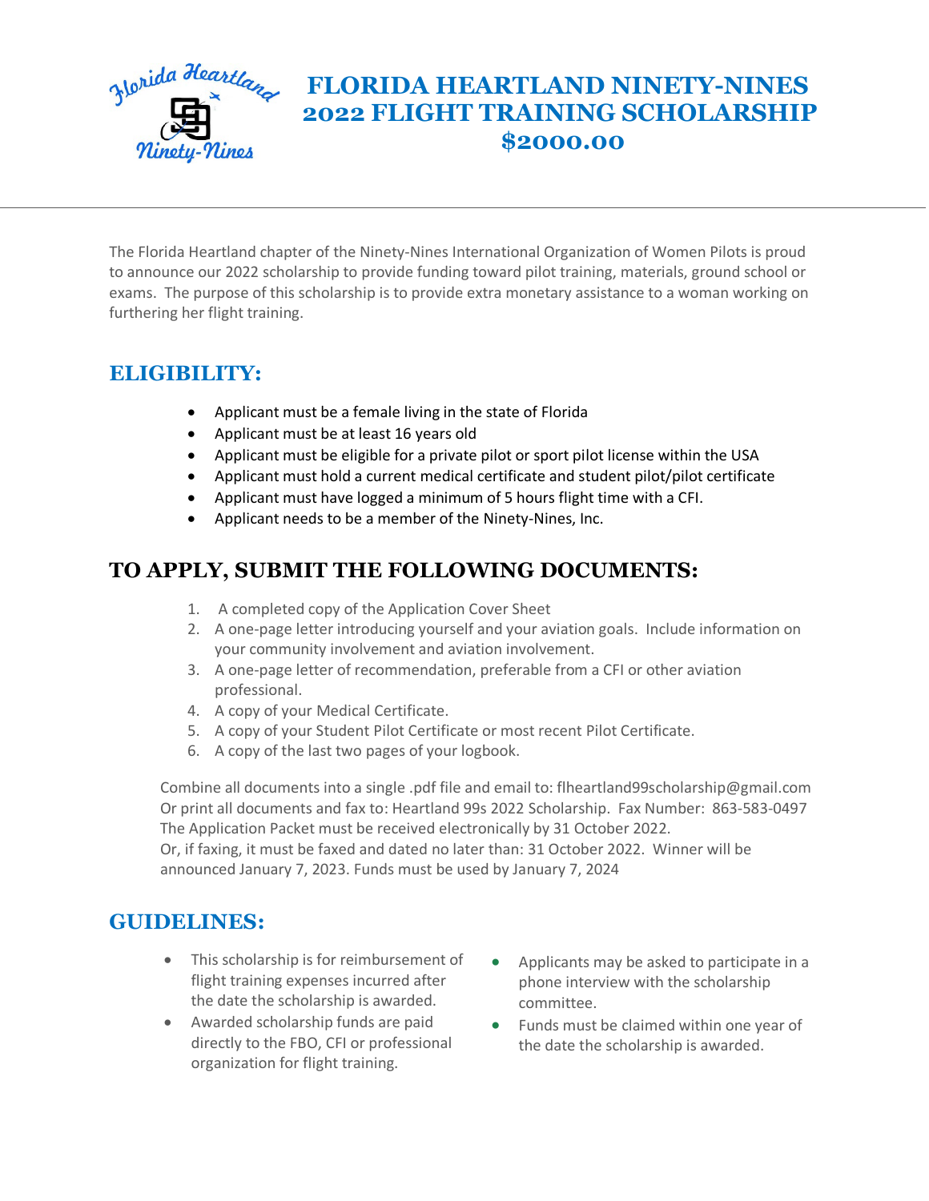# FLORIDA HEARTLAND NINETY-NINES 2022 FLIGHT TRAINING SCHOLARSHIP $2000.00

The Florida Heartland chapter of the Ninety-Nines International Organization of Women Pilots is proud to announce our 2022 scholarship to provide funding toward pilot training, materials, ground school or exams. The purpose of this scholarship is to provide extra monetary assistance to a woman working on furthering her flight training.

## ELIGIBILITY:

- Applicant must be a female living in the state of Florida
- Applicant must be at least 16 years old
- Applicant must be eligible for a private pilot or sport pilot license within the USA
- Applicant must hold a current medical certificate and student pilot/pilot certificate
- Applicant must have logged a minimum of 5 hours flight time with a CFI.
- Applicant needs to be a member of the Ninety-Nines, Inc.

## TO APPLY, SUBMIT THE FOLLOWING DOCUMENTS:

1. A completed copy of the Application Cover Sheet
2. A one-page letter introducing yourself and your aviation goals. Include information on your community involvement and aviation involvement.
3. A one-page letter of recommendation, preferable from a CFI or other aviation professional.
4. A copy of your Medical Certificate.
5. A copy of your Student Pilot Certificate or most recent Pilot Certificate.
6. A copy of the last two pages of your logbook.

Combine all documents into a single .pdf file and email to: flheartland99scholarship@gmail.com
Or print all documents and fax to: Heartland 99s 2022 Scholarship. Fax Number: 863-583-0497
The Application Packet must be received electronically by 31 October 2022.
Or, if faxing, it must be faxed and dated no later than: 31 October 2022. Winner will be announced January 7, 2023. Funds must be used by January 7, 2024

## GUIDELINES:

- This scholarship is for reimbursement of flight training expenses incurred after the date the scholarship is awarded.
- Awarded scholarship funds are paid directly to the FBO, CFI or professional organization for flight training.
- Applicants may be asked to participate in a phone interview with the scholarship committee.
- Funds must be claimed within one year of the date the scholarship is awarded.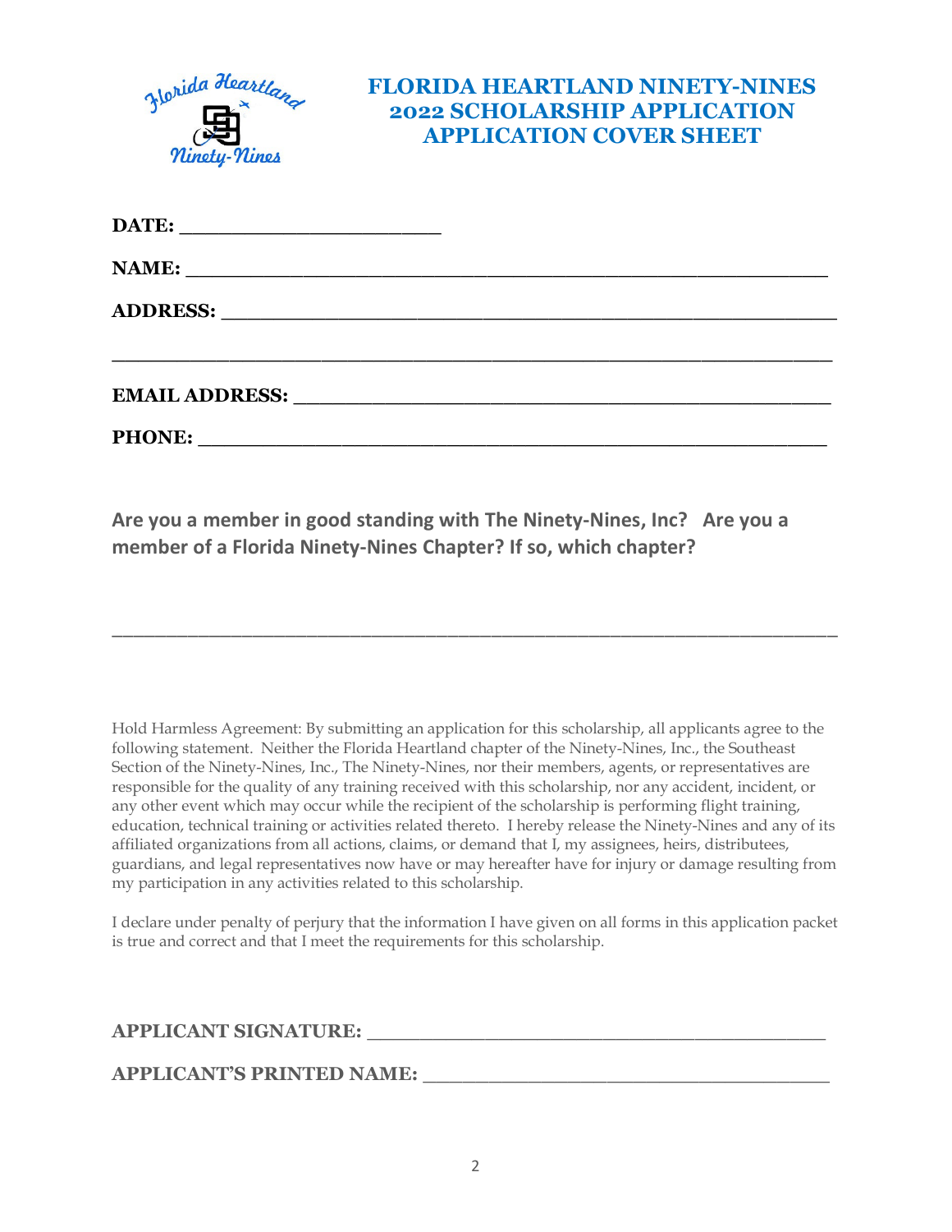# FLORIDA HEARTLAND NINETY-NINES
## 2022 SCHOLARSHIP APPLICATION
## APPLICATION COVER SHEET

**DATE:** ______________________

**NAME:** ________________________________________________________

**ADDRESS:** ______________________________________________________

__________________________________________________________________

**EMAIL ADDRESS:** ________________________________________________

**PHONE:** _______________________________________________________

**Are you a member in good standing with The Ninety-Nines, Inc? Are you a member of a Florida Ninety-Nines Chapter? If so, which chapter?**

__________________________________________________________________

Hold Harmless Agreement: By submitting an application for this scholarship, all applicants agree to the following statement. Neither the Florida Heartland chapter of the Ninety-Nines, Inc., the Southeast Section of the Ninety-Nines, Inc., The Ninety-Nines, nor their members, agents, or representatives are responsible for the quality of any training received with this scholarship, nor any accident, incident, or any other event which may occur while the recipient of the scholarship is performing flight training, education, technical training or activities related thereto. I hereby release the Ninety-Nines and any of its affiliated organizations from all actions, claims, or demand that I, my assignees, heirs, distributees, guardians, and legal representatives now have or may hereafter have for injury or damage resulting from my participation in any activities related to this scholarship.

I declare under penalty of perjury that the information I have given on all forms in this application packet is true and correct and that I meet the requirements for this scholarship.

**APPLICANT SIGNATURE:** ________________________________________

**APPLICANT'S PRINTED NAME:** ___________________________________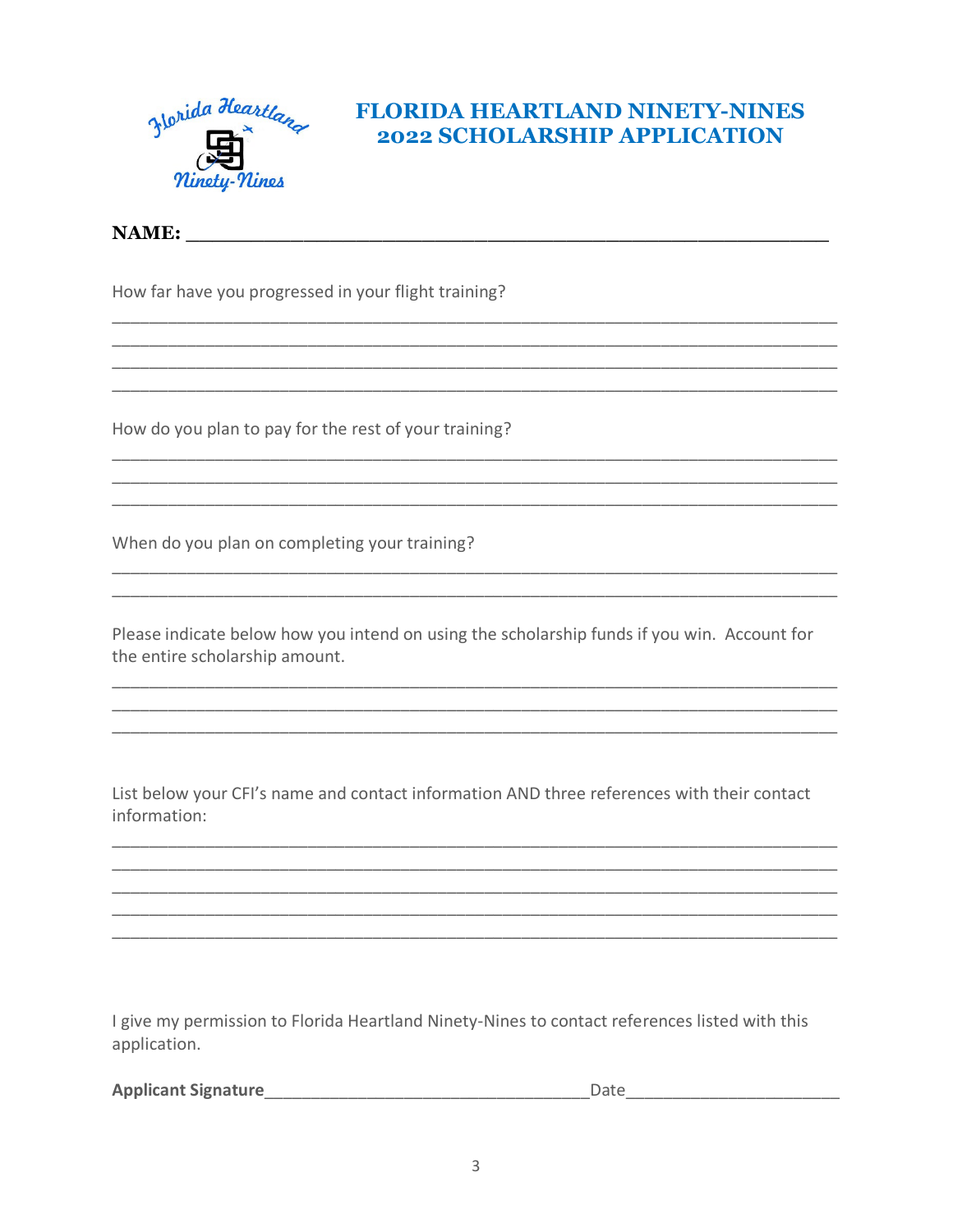# FLORIDA HEARTLAND NINETY-NINES 2022 SCHOLARSHIP APPLICATION

**NAME:** ____________________________________________________________

How far have you progressed in your flight training?

_______________________________________________________________________________
_______________________________________________________________________________
_______________________________________________________________________________
_______________________________________________________________________________

How do you plan to pay for the rest of your training?

_______________________________________________________________________________
_______________________________________________________________________________
_______________________________________________________________________________

When do you plan on completing your training?

_______________________________________________________________________________
_______________________________________________________________________________

Please indicate below how you intend on using the scholarship funds if you win. Account for the entire scholarship amount.

_______________________________________________________________________________
_______________________________________________________________________________
_______________________________________________________________________________

List below your CFI's name and contact information AND three references with their contact information:

_______________________________________________________________________________
_______________________________________________________________________________
_______________________________________________________________________________
_______________________________________________________________________________
_______________________________________________________________________________

I give my permission to Florida Heartland Ninety-Nines to contact references listed with this application.

**Applicant Signature**___________________________________ Date______________________